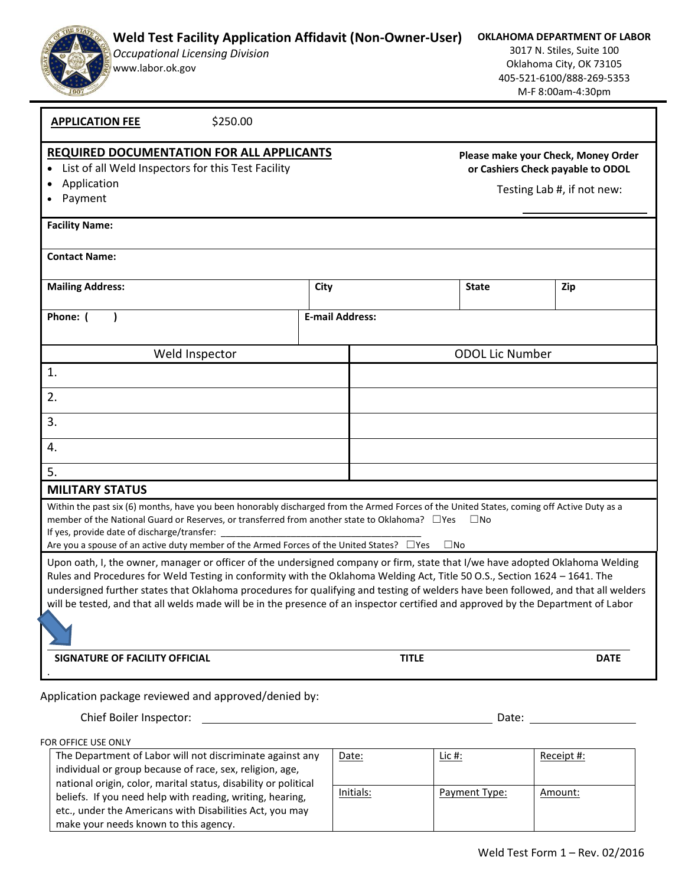# Weld Test Facility Application Affidavit (Non-Owner-User)

*Occupational Licensing Division*
www.labor.ok.gov

**OKLAHOMA DEPARTMENT OF LABOR**
3017 N. Stiles, Suite 100
Oklahoma City, OK 73105
405-521-6100/888-269-5353
M-F 8:00am-4:30pm

**APPLICATION FEE** $250.00

**REQUIRED DOCUMENTATION FOR ALL APPLICANTS**

- List of all Weld Inspectors for this Test Facility
- Application
- Payment

**Please make your Check, Money Order or Cashiers Check payable to ODOL**

Testing Lab #, if not new: ____________________

**Facility Name:**

**Contact Name:**

| **Mailing Address:** | **City** | **State** | **Zip** |
|---|---|---|---|
| | | | |

| **Phone: (   )** | **E-mail Address:** |
|---|---|
| | |

| Weld Inspector | ODOL Lic Number |
|---|---|
| 1. | |
| 2. | |
| 3. | |
| 4. | |
| 5. | |

**MILITARY STATUS**

Within the past six (6) months, have you been honorably discharged from the Armed Forces of the United States, coming off Active Duty as a member of the National Guard or Reserves, or transferred from another state to Oklahoma? ☐Yes ☐No

If yes, provide date of discharge/transfer: ______________________________

Are you a spouse of an active duty member of the Armed Forces of the United States? ☐Yes ☐No

Upon oath, I, the owner, manager or officer of the undersigned company or firm, state that I/we have adopted Oklahoma Welding Rules and Procedures for Weld Testing in conformity with the Oklahoma Welding Act, Title 50 O.S., Section 1624 – 1641. The undersigned further states that Oklahoma procedures for qualifying and testing of welders have been followed, and that all welders will be tested, and that all welds made will be in the presence of an inspector certified and approved by the Department of Labor

**SIGNATURE OF FACILITY OFFICIAL** **TITLE** **DATE**

Application package reviewed and approved/denied by:

Chief Boiler Inspector: ______________________________ Date: ______________

FOR OFFICE USE ONLY

| The Department of Labor will not discriminate against any individual or group because of race, sex, religion, age, national origin, color, marital status, disability or political beliefs. If you need help with reading, writing, hearing, etc., under the Americans with Disabilities Act, you may make your needs known to this agency. | Date: | Lic #: | Receipt #: |
|---|---|---|---|
| | Initials: | Payment Type: | Amount: |

Weld Test Form 1 – Rev. 02/2016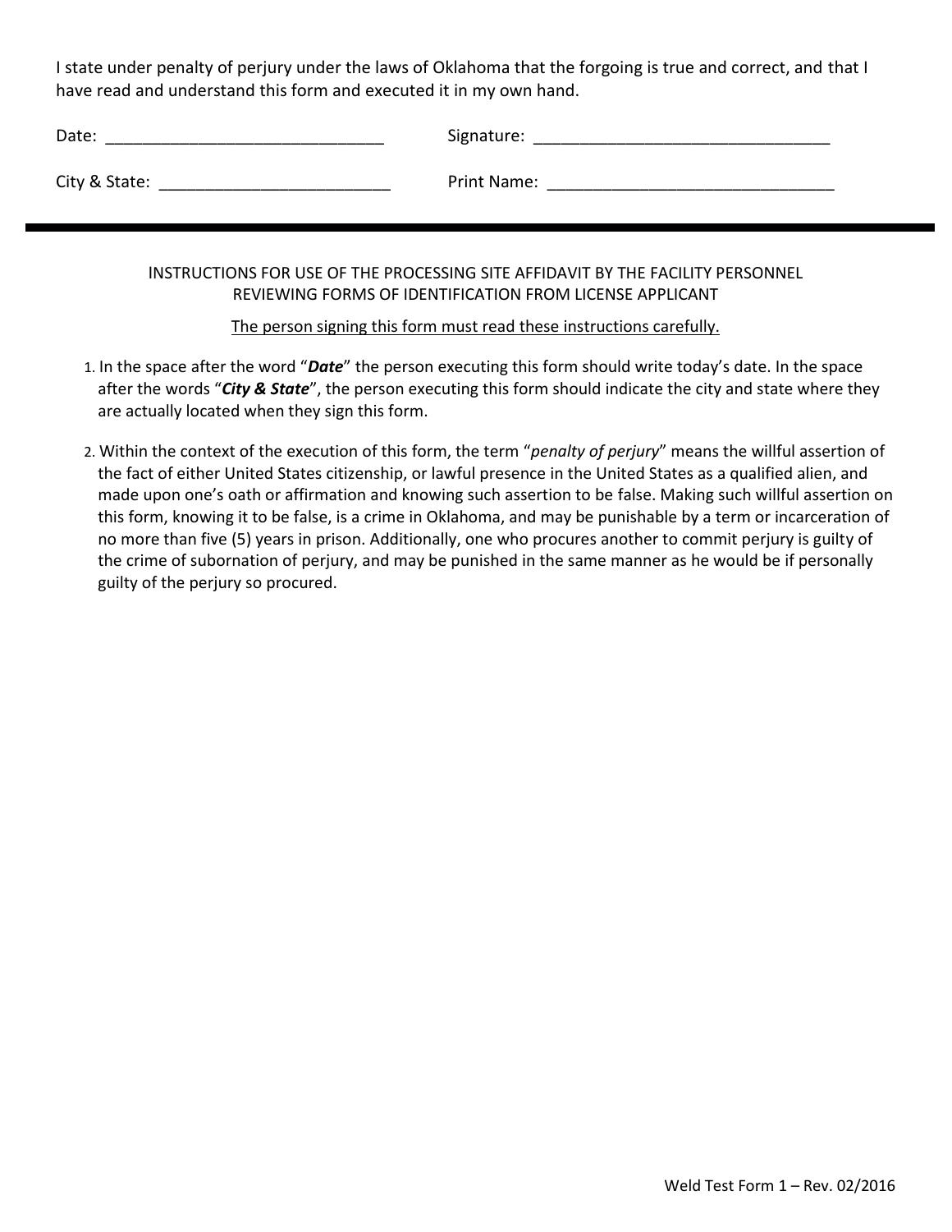I state under penalty of perjury under the laws of Oklahoma that the forgoing is true and correct, and that I have read and understand this form and executed it in my own hand.

Date: ______________________________ Signature: ________________________________

City & State: _________________________ Print Name: _______________________________

---

INSTRUCTIONS FOR USE OF THE PROCESSING SITE AFFIDAVIT BY THE FACILITY PERSONNEL REVIEWING FORMS OF IDENTIFICATION FROM LICENSE APPLICANT

<u>The person signing this form must read these instructions carefully.</u>

1. In the space after the word "***Date***" the person executing this form should write today's date. In the space after the words "***City & State***", the person executing this form should indicate the city and state where they are actually located when they sign this form.

2. Within the context of the execution of this form, the term "*penalty of perjury*" means the willful assertion of the fact of either United States citizenship, or lawful presence in the United States as a qualified alien, and made upon one's oath or affirmation and knowing such assertion to be false. Making such willful assertion on this form, knowing it to be false, is a crime in Oklahoma, and may be punishable by a term or incarceration of no more than five (5) years in prison. Additionally, one who procures another to commit perjury is guilty of the crime of subornation of perjury, and may be punished in the same manner as he would be if personally guilty of the perjury so procured.

Weld Test Form 1 – Rev. 02/2016